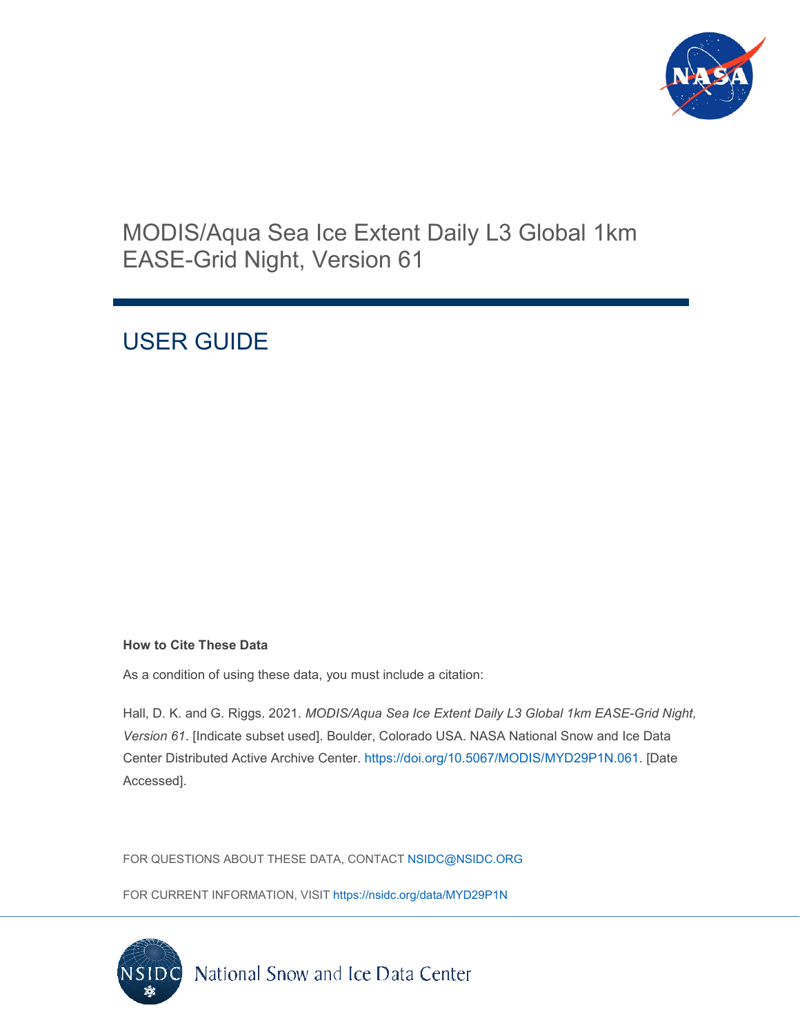# MODIS/Aqua Sea Ice Extent Daily L3 Global 1km EASE-Grid Night, Version 61

## USER GUIDE

**How to Cite These Data**

As a condition of using these data, you must include a citation:

Hall, D. K. and G. Riggs. 2021. *MODIS/Aqua Sea Ice Extent Daily L3 Global 1km EASE-Grid Night, Version 61*. [Indicate subset used]. Boulder, Colorado USA. NASA National Snow and Ice Data Center Distributed Active Archive Center. https://doi.org/10.5067/MODIS/MYD29P1N.061. [Date Accessed].

FOR QUESTIONS ABOUT THESE DATA, CONTACT NSIDC@NSIDC.ORG

FOR CURRENT INFORMATION, VISIT https://nsidc.org/data/MYD29P1N

National Snow and Ice Data Center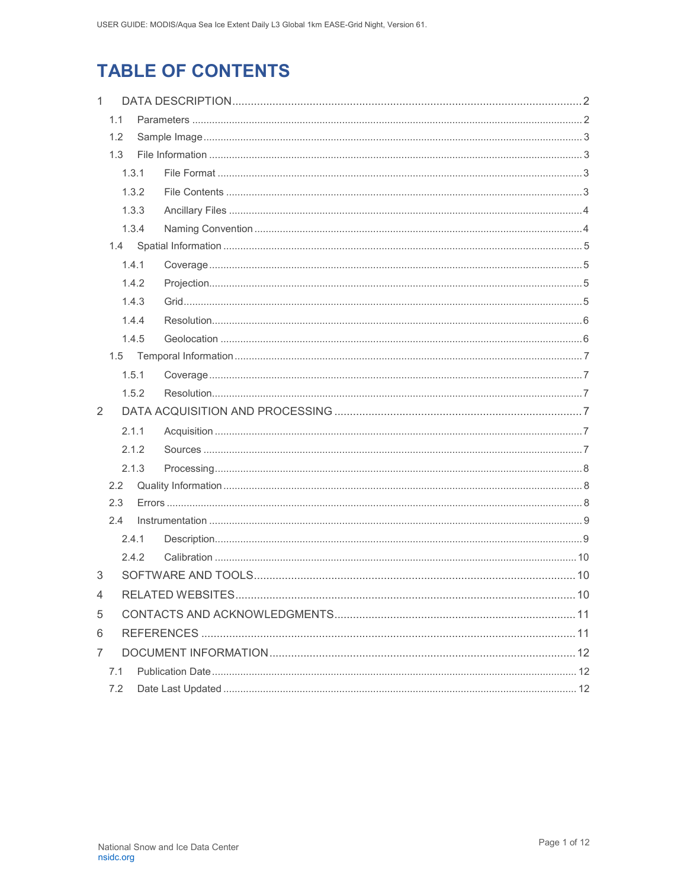# TABLE OF CONTENTS

1 DATA DESCRIPTION ........ 2
- 1.1 Parameters ........ 2
- 1.2 Sample Image ........ 3
- 1.3 File Information ........ 3
  - 1.3.1 File Format ........ 3
  - 1.3.2 File Contents ........ 3
  - 1.3.3 Ancillary Files ........ 4
  - 1.3.4 Naming Convention ........ 4
- 1.4 Spatial Information ........ 5
  - 1.4.1 Coverage ........ 5
  - 1.4.2 Projection ........ 5
  - 1.4.3 Grid ........ 5
  - 1.4.4 Resolution ........ 6
  - 1.4.5 Geolocation ........ 6
- 1.5 Temporal Information ........ 7
  - 1.5.1 Coverage ........ 7
  - 1.5.2 Resolution ........ 7

2 DATA ACQUISITION AND PROCESSING ........ 7
  - 2.1.1 Acquisition ........ 7
  - 2.1.2 Sources ........ 7
  - 2.1.3 Processing ........ 8
- 2.2 Quality Information ........ 8
- 2.3 Errors ........ 8
- 2.4 Instrumentation ........ 9
  - 2.4.1 Description ........ 9
  - 2.4.2 Calibration ........ 10

3 SOFTWARE AND TOOLS ........ 10

4 RELATED WEBSITES ........ 10

5 CONTACTS AND ACKNOWLEDGMENTS ........ 11

6 REFERENCES ........ 11

7 DOCUMENT INFORMATION ........ 12
- 7.1 Publication Date ........ 12
- 7.2 Date Last Updated ........ 12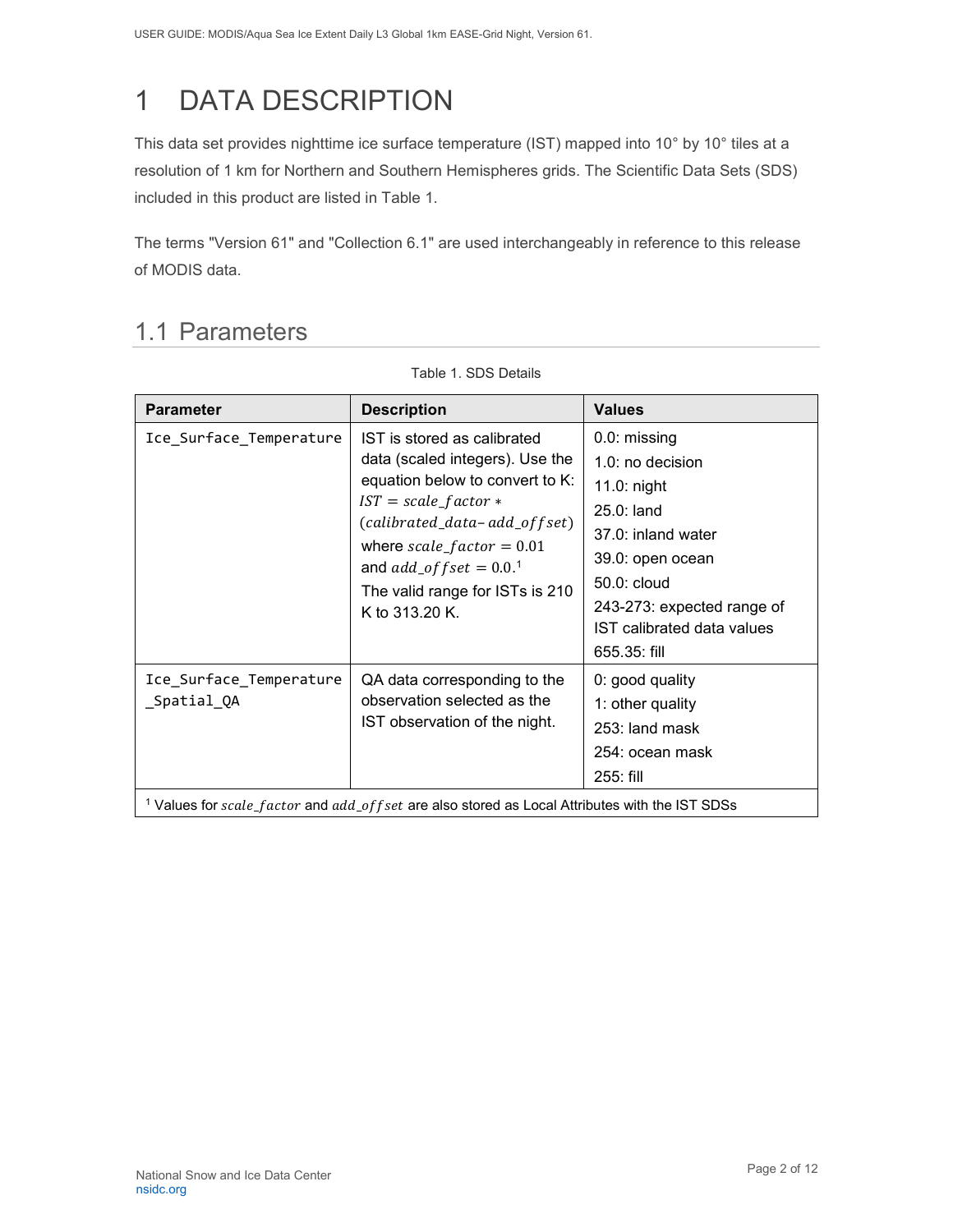# 1 DATA DESCRIPTION

This data set provides nighttime ice surface temperature (IST) mapped into 10° by 10° tiles at a resolution of 1 km for Northern and Southern Hemispheres grids. The Scientific Data Sets (SDS) included in this product are listed in Table 1.

The terms "Version 61" and "Collection 6.1" are used interchangeably in reference to this release of MODIS data.

## 1.1 Parameters

Table 1. SDS Details

| Parameter | Description | Values |
|---|---|---|
| `Ice_Surface_Temperature` | IST is stored as calibrated data (scaled integers). Use the equation below to convert to K: $IST = scale\_factor * (calibrated\_data - add\_offset)$ where $scale\_factor = 0.01$ and $add\_offset = 0.0$.[1] The valid range for ISTs is 210 K to 313.20 K. | 0.0: missing<br>1.0: no decision<br>11.0: night<br>25.0: land<br>37.0: inland water<br>39.0: open ocean<br>50.0: cloud<br>243-273: expected range of IST calibrated data values<br>655.35: fill |
| `Ice_Surface_Temperature_Spatial_QA` | QA data corresponding to the observation selected as the IST observation of the night. | 0: good quality<br>1: other quality<br>253: land mask<br>254: ocean mask<br>255: fill |

[1] Values for $scale\_factor$ and $add\_offset$ are also stored as Local Attributes with the IST SDSs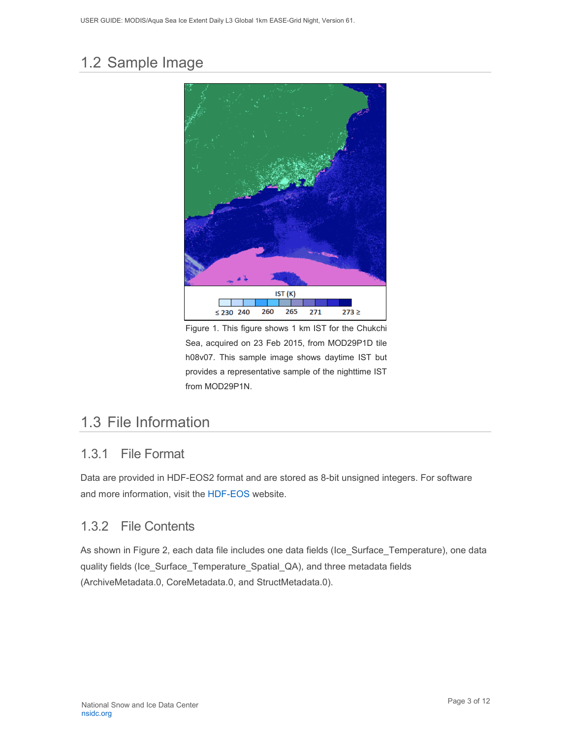## 1.2 Sample Image

Figure 1. This figure shows 1 km IST for the Chukchi Sea, acquired on 23 Feb 2015, from MOD29P1D tile h08v07. This sample image shows daytime IST but provides a representative sample of the nighttime IST from MOD29P1N.

## 1.3 File Information

### 1.3.1 File Format

Data are provided in HDF-EOS2 format and are stored as 8-bit unsigned integers. For software and more information, visit the HDF-EOS website.

### 1.3.2 File Contents

As shown in Figure 2, each data file includes one data fields (Ice_Surface_Temperature), one data quality fields (Ice_Surface_Temperature_Spatial_QA), and three metadata fields (ArchiveMetadata.0, CoreMetadata.0, and StructMetadata.0).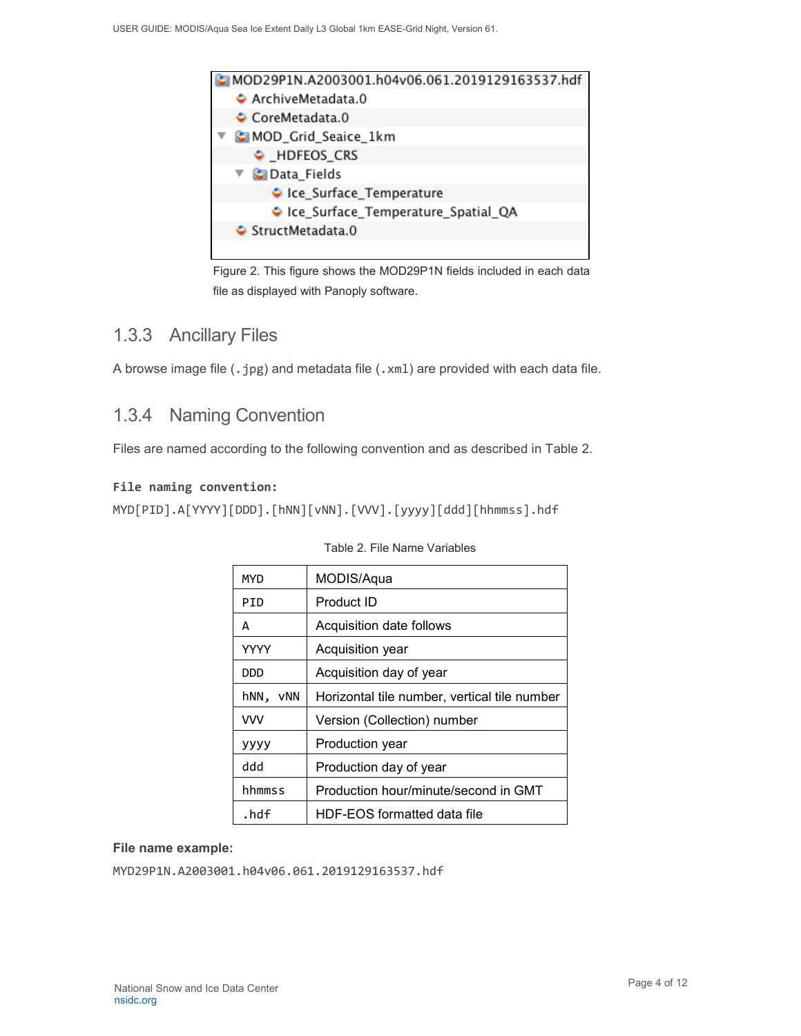MOD29P1N.A2003001.h04v06.061.2019129163537.hdf
- ArchiveMetadata.0
- CoreMetadata.0
- MOD_Grid_Seaice_1km
  - _HDFEOS_CRS
  - Data_Fields
    - Ice_Surface_Temperature
    - Ice_Surface_Temperature_Spatial_QA
- StructMetadata.0

Figure 2. This figure shows the MOD29P1N fields included in each data file as displayed with Panoply software.

### 1.3.3 Ancillary Files

A browse image file (`.jpg`) and metadata file (`.xml`) are provided with each data file.

### 1.3.4 Naming Convention

Files are named according to the following convention and as described in Table 2.

**File naming convention:**

```
MYD[PID].A[YYYY][DDD].[hNN][vNN].[VVV].[yyyy][ddd][hhmmss].hdf
```

Table 2. File Name Variables

| | |
|---|---|
| MYD | MODIS/Aqua |
| PID | Product ID |
| A | Acquisition date follows |
| YYYY | Acquisition year |
| DDD | Acquisition day of year |
| hNN, vNN | Horizontal tile number, vertical tile number |
| VVV | Version (Collection) number |
| yyyy | Production year |
| ddd | Production day of year |
| hhmmss | Production hour/minute/second in GMT |
| .hdf | HDF-EOS formatted data file |

**File name example:**

```
MYD29P1N.A2003001.h04v06.061.2019129163537.hdf
```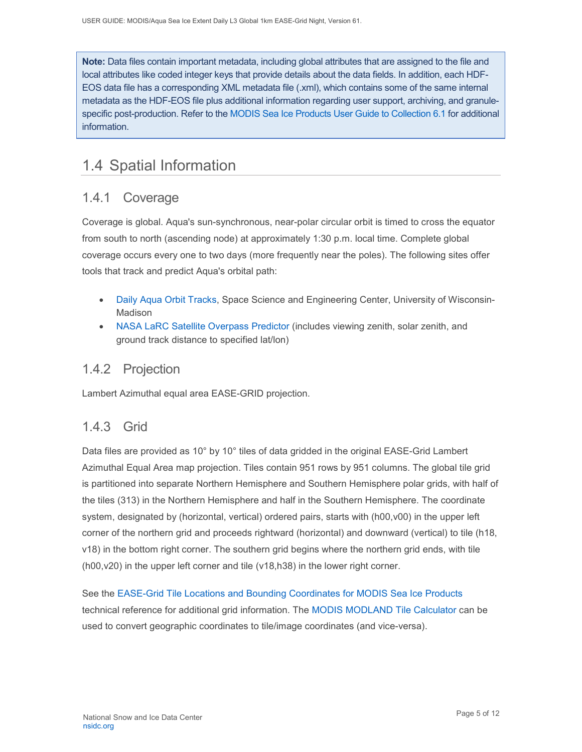> **Note:** Data files contain important metadata, including global attributes that are assigned to the file and local attributes like coded integer keys that provide details about the data fields. In addition, each HDF-EOS data file has a corresponding XML metadata file (.xml), which contains some of the same internal metadata as the HDF-EOS file plus additional information regarding user support, archiving, and granule-specific post-production. Refer to the MODIS Sea Ice Products User Guide to Collection 6.1 for additional information.

## 1.4 Spatial Information

### 1.4.1 Coverage

Coverage is global. Aqua's sun-synchronous, near-polar circular orbit is timed to cross the equator from south to north (ascending node) at approximately 1:30 p.m. local time. Complete global coverage occurs every one to two days (more frequently near the poles). The following sites offer tools that track and predict Aqua's orbital path:

- Daily Aqua Orbit Tracks, Space Science and Engineering Center, University of Wisconsin-Madison
- NASA LaRC Satellite Overpass Predictor (includes viewing zenith, solar zenith, and ground track distance to specified lat/lon)

### 1.4.2 Projection

Lambert Azimuthal equal area EASE-GRID projection.

### 1.4.3 Grid

Data files are provided as 10° by 10° tiles of data gridded in the original EASE-Grid Lambert Azimuthal Equal Area map projection. Tiles contain 951 rows by 951 columns. The global tile grid is partitioned into separate Northern Hemisphere and Southern Hemisphere polar grids, with half of the tiles (313) in the Northern Hemisphere and half in the Southern Hemisphere. The coordinate system, designated by (horizontal, vertical) ordered pairs, starts with (h00,v00) in the upper left corner of the northern grid and proceeds rightward (horizontal) and downward (vertical) to tile (h18, v18) in the bottom right corner. The southern grid begins where the northern grid ends, with tile (h00,v20) in the upper left corner and tile (v18,h38) in the lower right corner.

See the EASE-Grid Tile Locations and Bounding Coordinates for MODIS Sea Ice Products technical reference for additional grid information. The MODIS MODLAND Tile Calculator can be used to convert geographic coordinates to tile/image coordinates (and vice-versa).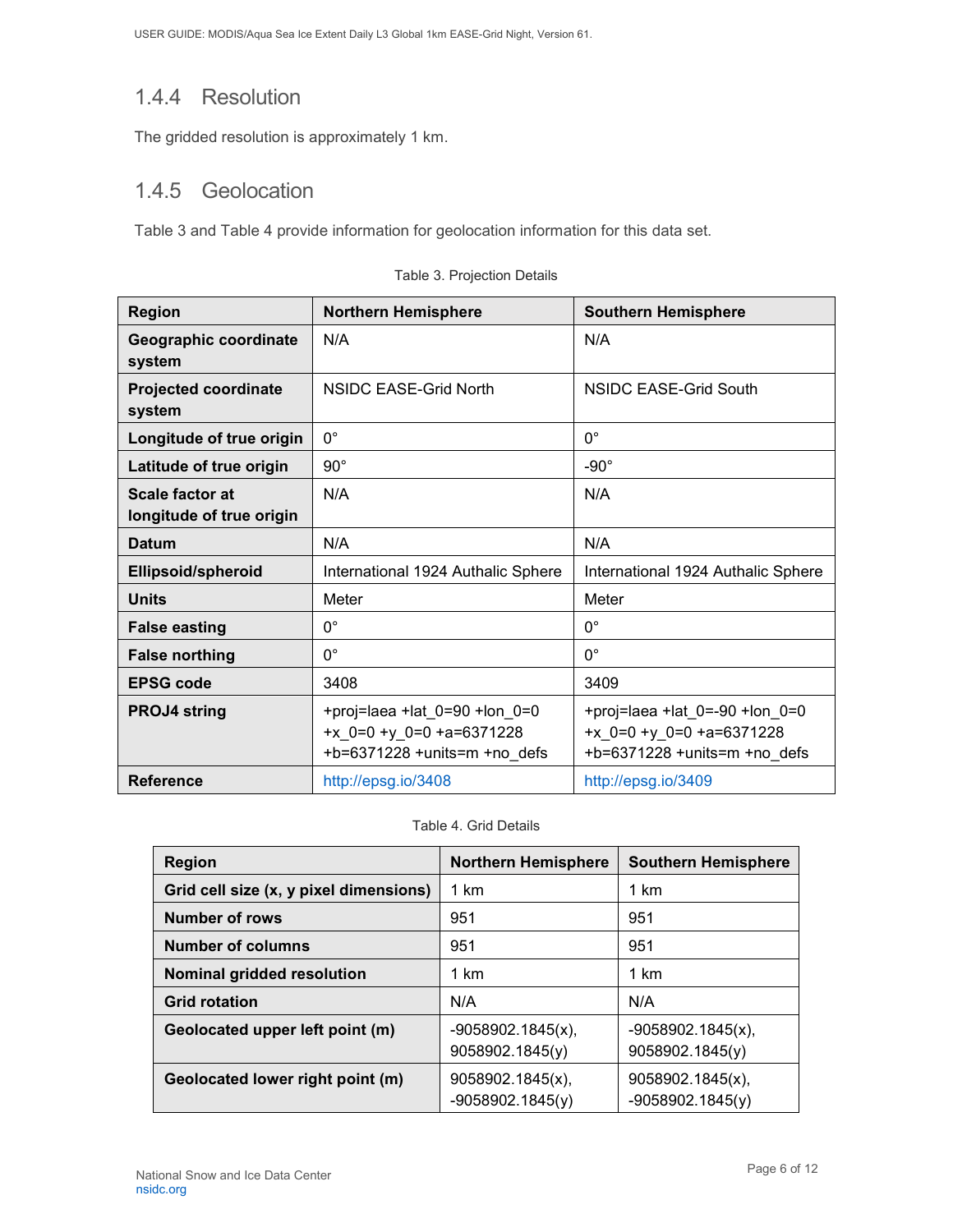### 1.4.4 Resolution

The gridded resolution is approximately 1 km.

### 1.4.5 Geolocation

Table 3 and Table 4 provide information for geolocation information for this data set.

Table 3. Projection Details

| Region | Northern Hemisphere | Southern Hemisphere |
| --- | --- | --- |
| Geographic coordinate system | N/A | N/A |
| Projected coordinate system | NSIDC EASE-Grid North | NSIDC EASE-Grid South |
| Longitude of true origin | 0° | 0° |
| Latitude of true origin | 90° | -90° |
| Scale factor at longitude of true origin | N/A | N/A |
| Datum | N/A | N/A |
| Ellipsoid/spheroid | International 1924 Authalic Sphere | International 1924 Authalic Sphere |
| Units | Meter | Meter |
| False easting | 0° | 0° |
| False northing | 0° | 0° |
| EPSG code | 3408 | 3409 |
| PROJ4 string | +proj=laea +lat_0=90 +lon_0=0 +x_0=0 +y_0=0 +a=6371228 +b=6371228 +units=m +no_defs | +proj=laea +lat_0=-90 +lon_0=0 +x_0=0 +y_0=0 +a=6371228 +b=6371228 +units=m +no_defs |
| Reference | http://epsg.io/3408 | http://epsg.io/3409 |

Table 4. Grid Details

| Region | Northern Hemisphere | Southern Hemisphere |
| --- | --- | --- |
| Grid cell size (x, y pixel dimensions) | 1 km | 1 km |
| Number of rows | 951 | 951 |
| Number of columns | 951 | 951 |
| Nominal gridded resolution | 1 km | 1 km |
| Grid rotation | N/A | N/A |
| Geolocated upper left point (m) | -9058902.1845(x), 9058902.1845(y) | -9058902.1845(x), 9058902.1845(y) |
| Geolocated lower right point (m) | 9058902.1845(x), -9058902.1845(y) | 9058902.1845(x), -9058902.1845(y) |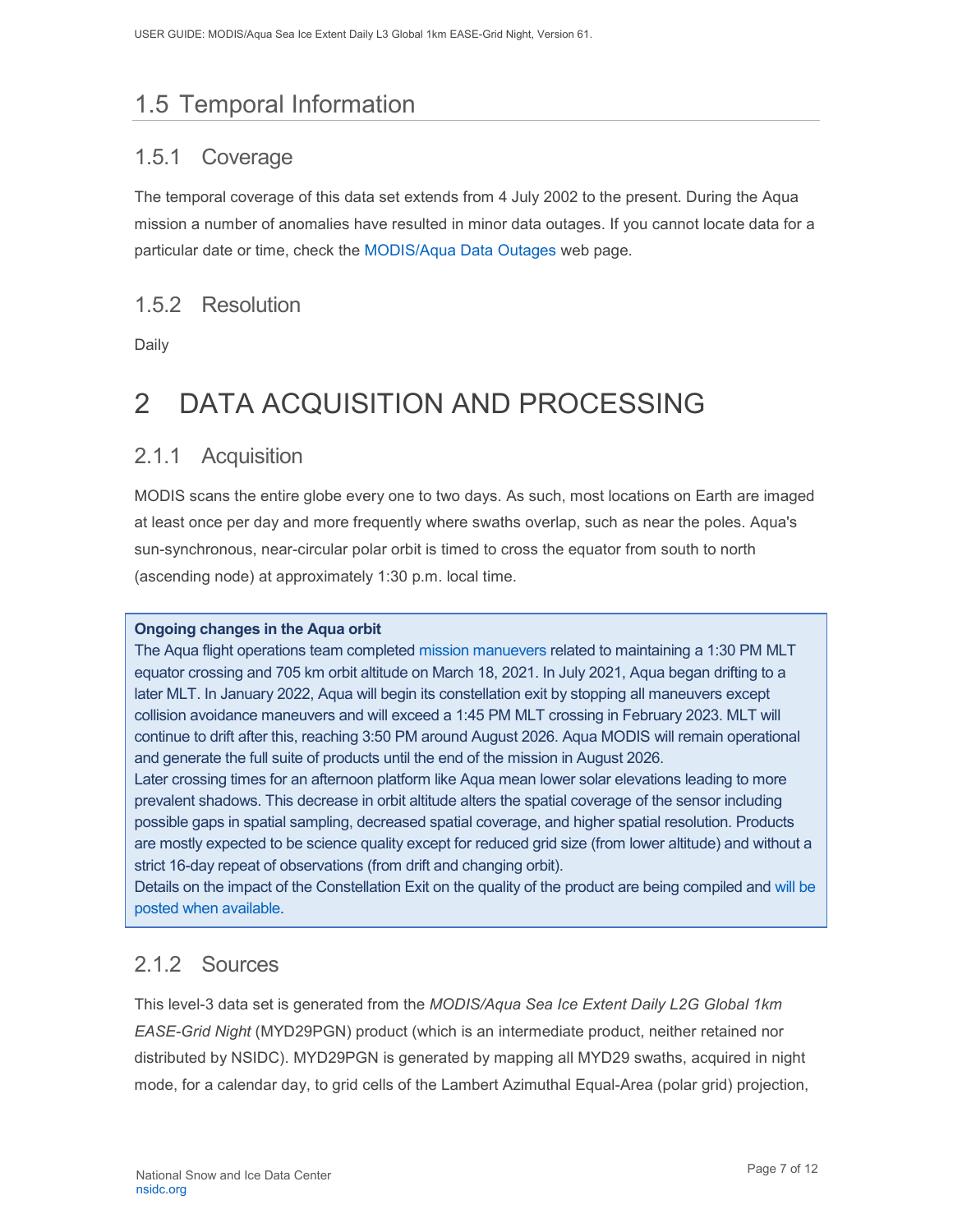## 1.5 Temporal Information

### 1.5.1 Coverage

The temporal coverage of this data set extends from 4 July 2002 to the present. During the Aqua mission a number of anomalies have resulted in minor data outages. If you cannot locate data for a particular date or time, check the MODIS/Aqua Data Outages web page.

### 1.5.2 Resolution

Daily

# 2 DATA ACQUISITION AND PROCESSING

### 2.1.1 Acquisition

MODIS scans the entire globe every one to two days. As such, most locations on Earth are imaged at least once per day and more frequently where swaths overlap, such as near the poles. Aqua's sun-synchronous, near-circular polar orbit is timed to cross the equator from south to north (ascending node) at approximately 1:30 p.m. local time.

**Ongoing changes in the Aqua orbit**

The Aqua flight operations team completed mission manuevers related to maintaining a 1:30 PM MLT equator crossing and 705 km orbit altitude on March 18, 2021. In July 2021, Aqua began drifting to a later MLT. In January 2022, Aqua will begin its constellation exit by stopping all maneuvers except collision avoidance maneuvers and will exceed a 1:45 PM MLT crossing in February 2023. MLT will continue to drift after this, reaching 3:50 PM around August 2026. Aqua MODIS will remain operational and generate the full suite of products until the end of the mission in August 2026.

Later crossing times for an afternoon platform like Aqua mean lower solar elevations leading to more prevalent shadows. This decrease in orbit altitude alters the spatial coverage of the sensor including possible gaps in spatial sampling, decreased spatial coverage, and higher spatial resolution. Products are mostly expected to be science quality except for reduced grid size (from lower altitude) and without a strict 16-day repeat of observations (from drift and changing orbit).

Details on the impact of the Constellation Exit on the quality of the product are being compiled and will be posted when available.

### 2.1.2 Sources

This level-3 data set is generated from the *MODIS/Aqua Sea Ice Extent Daily L2G Global 1km EASE-Grid Night* (MYD29PGN) product (which is an intermediate product, neither retained nor distributed by NSIDC). MYD29PGN is generated by mapping all MYD29 swaths, acquired in night mode, for a calendar day, to grid cells of the Lambert Azimuthal Equal-Area (polar grid) projection,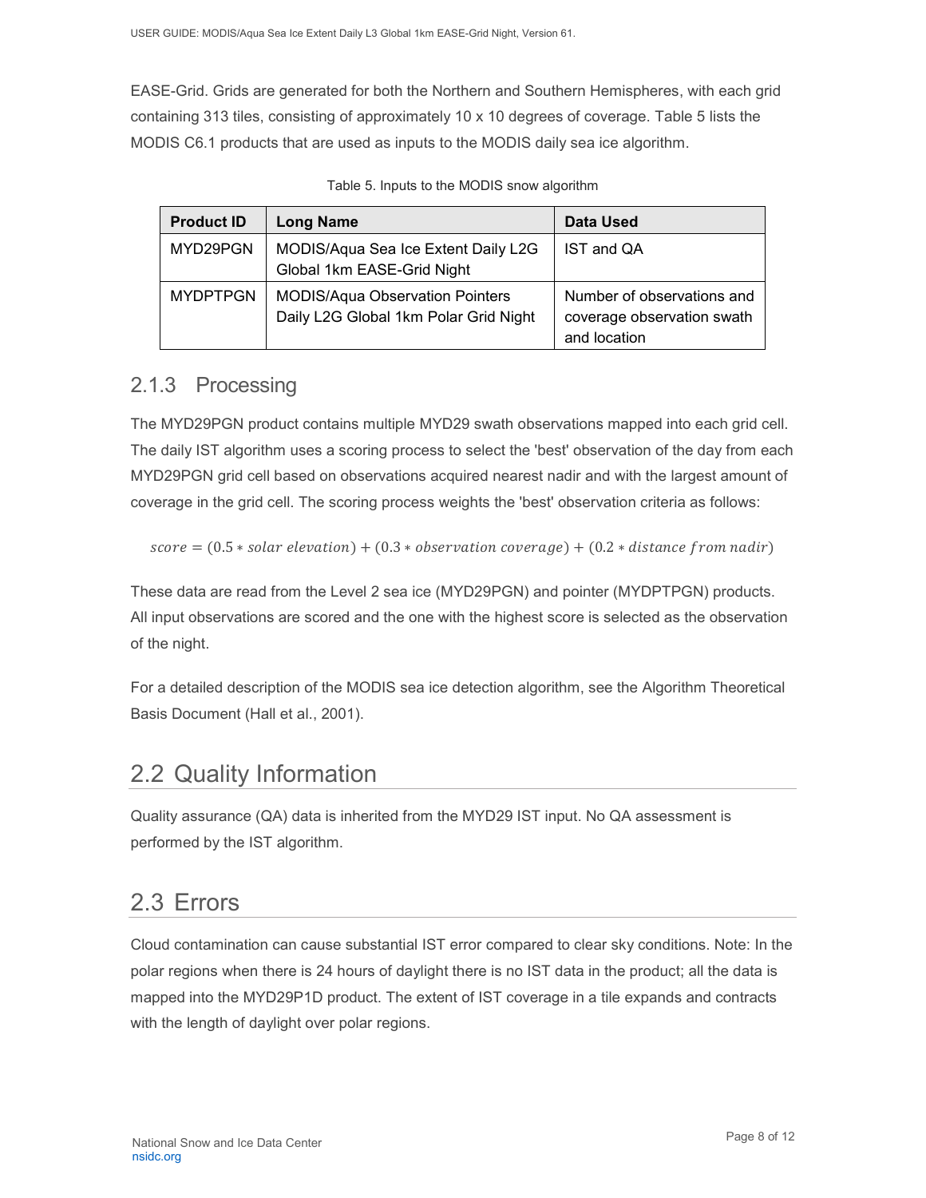EASE-Grid. Grids are generated for both the Northern and Southern Hemispheres, with each grid containing 313 tiles, consisting of approximately 10 x 10 degrees of coverage. Table 5 lists the MODIS C6.1 products that are used as inputs to the MODIS daily sea ice algorithm.

Table 5. Inputs to the MODIS snow algorithm

| Product ID | Long Name | Data Used |
|---|---|---|
| MYD29PGN | MODIS/Aqua Sea Ice Extent Daily L2G Global 1km EASE-Grid Night | IST and QA |
| MYDPTPGN | MODIS/Aqua Observation Pointers Daily L2G Global 1km Polar Grid Night | Number of observations and coverage observation swath and location |

### 2.1.3 Processing

The MYD29PGN product contains multiple MYD29 swath observations mapped into each grid cell. The daily IST algorithm uses a scoring process to select the 'best' observation of the day from each MYD29PGN grid cell based on observations acquired nearest nadir and with the largest amount of coverage in the grid cell. The scoring process weights the 'best' observation criteria as follows:

$$score = (0.5 * solar\ elevation) + (0.3 * observation\ coverage) + (0.2 * distance\ from\ nadir)$$

These data are read from the Level 2 sea ice (MYD29PGN) and pointer (MYDPTPGN) products. All input observations are scored and the one with the highest score is selected as the observation of the night.

For a detailed description of the MODIS sea ice detection algorithm, see the Algorithm Theoretical Basis Document (Hall et al., 2001).

## 2.2 Quality Information

Quality assurance (QA) data is inherited from the MYD29 IST input. No QA assessment is performed by the IST algorithm.

## 2.3 Errors

Cloud contamination can cause substantial IST error compared to clear sky conditions. Note: In the polar regions when there is 24 hours of daylight there is no IST data in the product; all the data is mapped into the MYD29P1D product. The extent of IST coverage in a tile expands and contracts with the length of daylight over polar regions.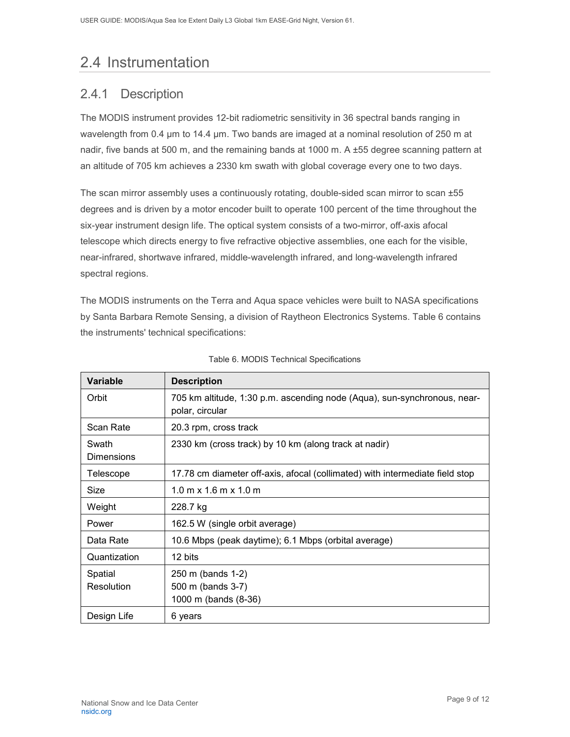## 2.4 Instrumentation

### 2.4.1 Description

The MODIS instrument provides 12-bit radiometric sensitivity in 36 spectral bands ranging in wavelength from 0.4 µm to 14.4 µm. Two bands are imaged at a nominal resolution of 250 m at nadir, five bands at 500 m, and the remaining bands at 1000 m. A ±55 degree scanning pattern at an altitude of 705 km achieves a 2330 km swath with global coverage every one to two days.

The scan mirror assembly uses a continuously rotating, double-sided scan mirror to scan ±55 degrees and is driven by a motor encoder built to operate 100 percent of the time throughout the six-year instrument design life. The optical system consists of a two-mirror, off-axis afocal telescope which directs energy to five refractive objective assemblies, one each for the visible, near-infrared, shortwave infrared, middle-wavelength infrared, and long-wavelength infrared spectral regions.

The MODIS instruments on the Terra and Aqua space vehicles were built to NASA specifications by Santa Barbara Remote Sensing, a division of Raytheon Electronics Systems. Table 6 contains the instruments' technical specifications:

Table 6. MODIS Technical Specifications

| Variable | Description |
|---|---|
| Orbit | 705 km altitude, 1:30 p.m. ascending node (Aqua), sun-synchronous, near-polar, circular |
| Scan Rate | 20.3 rpm, cross track |
| Swath Dimensions | 2330 km (cross track) by 10 km (along track at nadir) |
| Telescope | 17.78 cm diameter off-axis, afocal (collimated) with intermediate field stop |
| Size | 1.0 m x 1.6 m x 1.0 m |
| Weight | 228.7 kg |
| Power | 162.5 W (single orbit average) |
| Data Rate | 10.6 Mbps (peak daytime); 6.1 Mbps (orbital average) |
| Quantization | 12 bits |
| Spatial Resolution | 250 m (bands 1-2)<br>500 m (bands 3-7)<br>1000 m (bands (8-36) |
| Design Life | 6 years |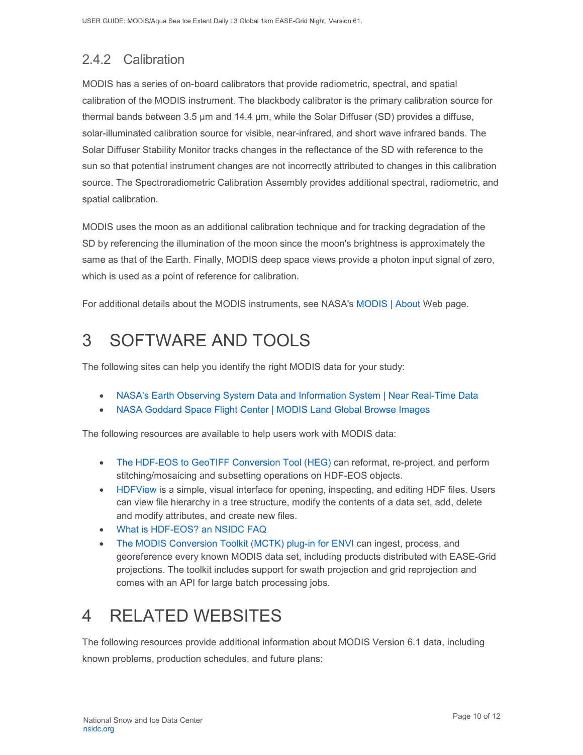### 2.4.2 Calibration

MODIS has a series of on-board calibrators that provide radiometric, spectral, and spatial calibration of the MODIS instrument. The blackbody calibrator is the primary calibration source for thermal bands between 3.5 µm and 14.4 µm, while the Solar Diffuser (SD) provides a diffuse, solar-illuminated calibration source for visible, near-infrared, and short wave infrared bands. The Solar Diffuser Stability Monitor tracks changes in the reflectance of the SD with reference to the sun so that potential instrument changes are not incorrectly attributed to changes in this calibration source. The Spectroradiometric Calibration Assembly provides additional spectral, radiometric, and spatial calibration.

MODIS uses the moon as an additional calibration technique and for tracking degradation of the SD by referencing the illumination of the moon since the moon's brightness is approximately the same as that of the Earth. Finally, MODIS deep space views provide a photon input signal of zero, which is used as a point of reference for calibration.

For additional details about the MODIS instruments, see NASA's MODIS | About Web page.

# 3 SOFTWARE AND TOOLS

The following sites can help you identify the right MODIS data for your study:

- NASA's Earth Observing System Data and Information System | Near Real-Time Data
- NASA Goddard Space Flight Center | MODIS Land Global Browse Images

The following resources are available to help users work with MODIS data:

- The HDF-EOS to GeoTIFF Conversion Tool (HEG) can reformat, re-project, and perform stitching/mosaicing and subsetting operations on HDF-EOS objects.
- HDFView is a simple, visual interface for opening, inspecting, and editing HDF files. Users can view file hierarchy in a tree structure, modify the contents of a data set, add, delete and modify attributes, and create new files.
- What is HDF-EOS? an NSIDC FAQ
- The MODIS Conversion Toolkit (MCTK) plug-in for ENVI can ingest, process, and georeference every known MODIS data set, including products distributed with EASE-Grid projections. The toolkit includes support for swath projection and grid reprojection and comes with an API for large batch processing jobs.

# 4 RELATED WEBSITES

The following resources provide additional information about MODIS Version 6.1 data, including known problems, production schedules, and future plans: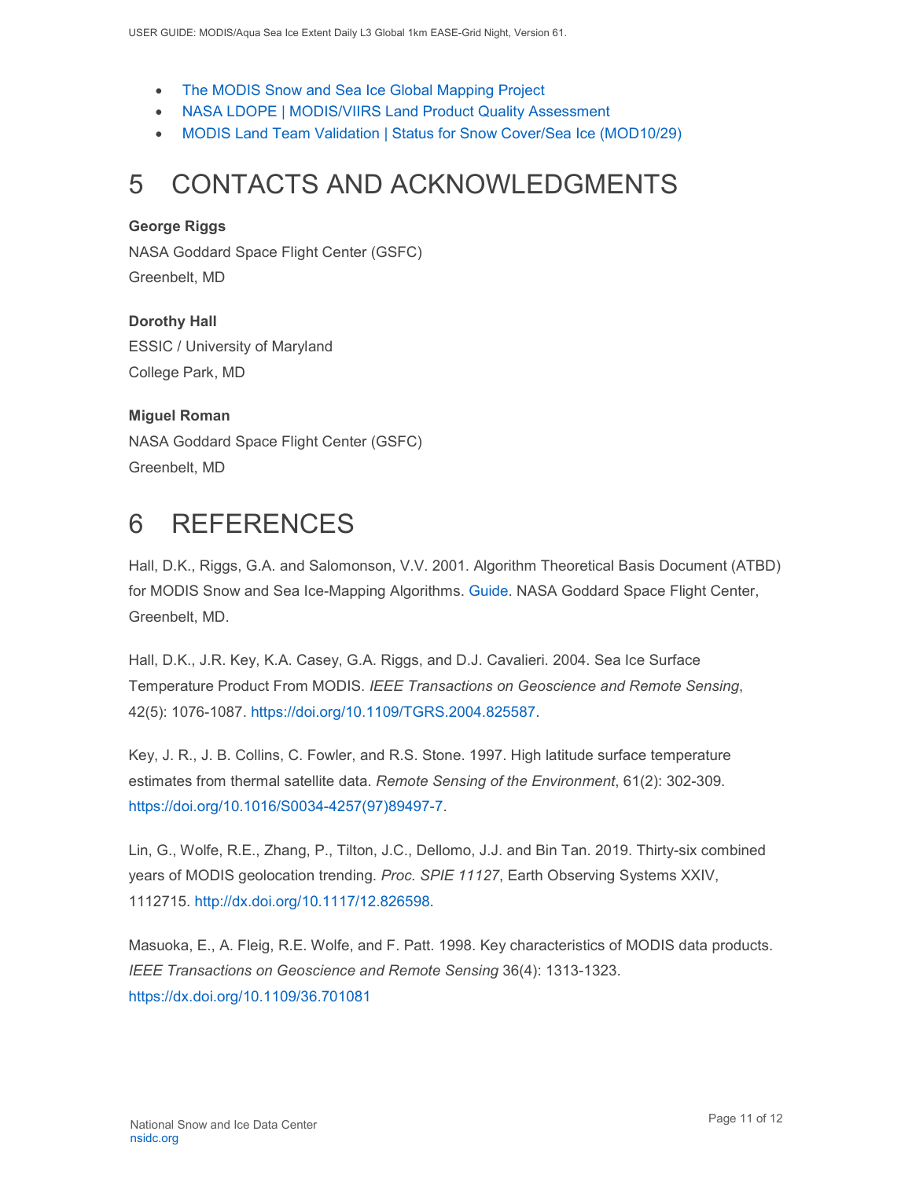- The MODIS Snow and Sea Ice Global Mapping Project
- NASA LDOPE | MODIS/VIIRS Land Product Quality Assessment
- MODIS Land Team Validation | Status for Snow Cover/Sea Ice (MOD10/29)

# 5 CONTACTS AND ACKNOWLEDGMENTS

**George Riggs**
NASA Goddard Space Flight Center (GSFC)
Greenbelt, MD

**Dorothy Hall**
ESSIC / University of Maryland
College Park, MD

**Miguel Roman**
NASA Goddard Space Flight Center (GSFC)
Greenbelt, MD

# 6 REFERENCES

Hall, D.K., Riggs, G.A. and Salomonson, V.V. 2001. Algorithm Theoretical Basis Document (ATBD) for MODIS Snow and Sea Ice-Mapping Algorithms. Guide. NASA Goddard Space Flight Center, Greenbelt, MD.

Hall, D.K., J.R. Key, K.A. Casey, G.A. Riggs, and D.J. Cavalieri. 2004. Sea Ice Surface Temperature Product From MODIS. *IEEE Transactions on Geoscience and Remote Sensing*, 42(5): 1076-1087. https://doi.org/10.1109/TGRS.2004.825587.

Key, J. R., J. B. Collins, C. Fowler, and R.S. Stone. 1997. High latitude surface temperature estimates from thermal satellite data. *Remote Sensing of the Environment*, 61(2): 302-309. https://doi.org/10.1016/S0034-4257(97)89497-7.

Lin, G., Wolfe, R.E., Zhang, P., Tilton, J.C., Dellomo, J.J. and Bin Tan. 2019. Thirty-six combined years of MODIS geolocation trending. *Proc. SPIE 11127*, Earth Observing Systems XXIV, 1112715. http://dx.doi.org/10.1117/12.826598.

Masuoka, E., A. Fleig, R.E. Wolfe, and F. Patt. 1998. Key characteristics of MODIS data products. *IEEE Transactions on Geoscience and Remote Sensing* 36(4): 1313-1323. https://dx.doi.org/10.1109/36.701081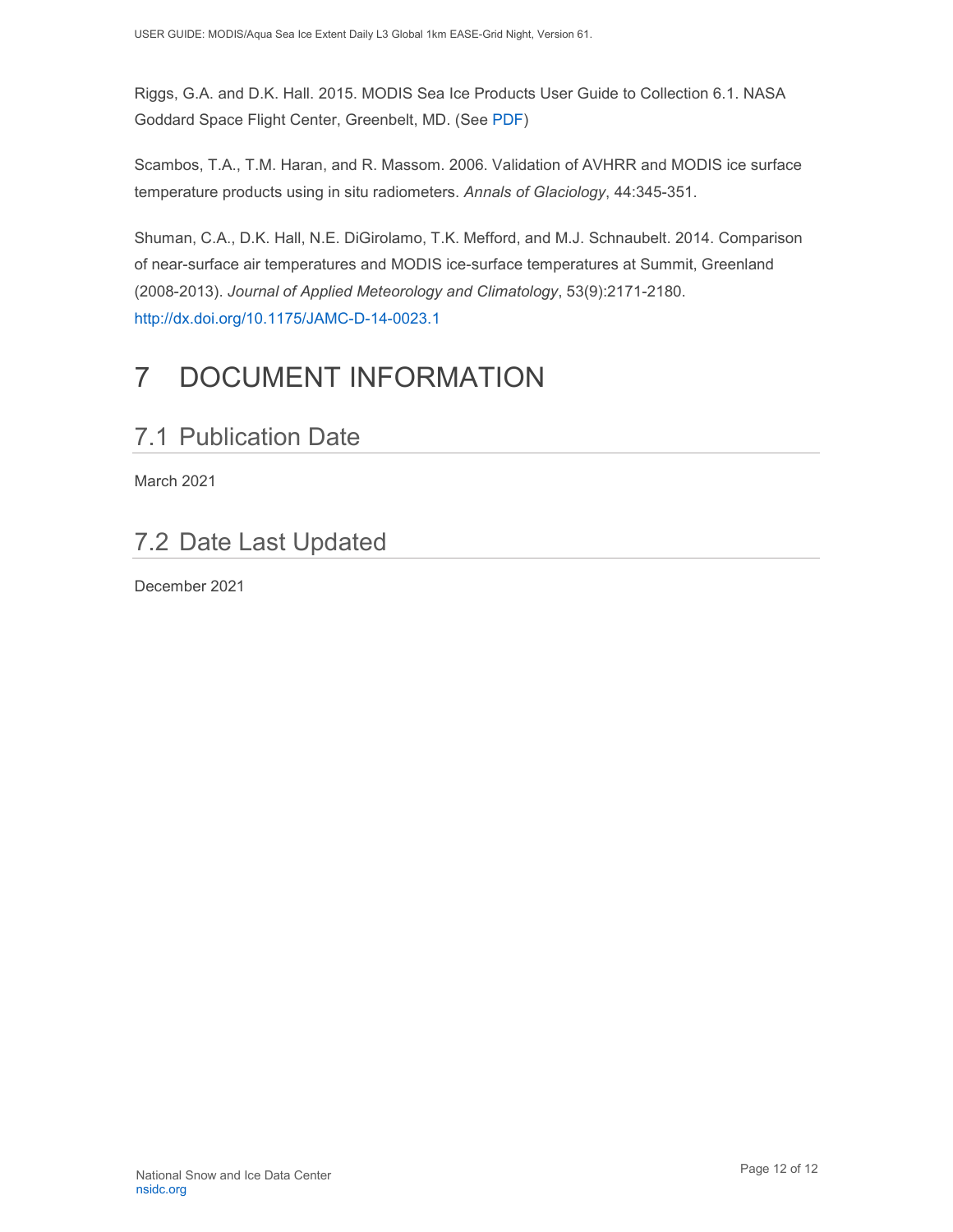Riggs, G.A. and D.K. Hall. 2015. MODIS Sea Ice Products User Guide to Collection 6.1. NASA Goddard Space Flight Center, Greenbelt, MD. (See PDF)

Scambos, T.A., T.M. Haran, and R. Massom. 2006. Validation of AVHRR and MODIS ice surface temperature products using in situ radiometers. *Annals of Glaciology*, 44:345-351.

Shuman, C.A., D.K. Hall, N.E. DiGirolamo, T.K. Mefford, and M.J. Schnaubelt. 2014. Comparison of near-surface air temperatures and MODIS ice-surface temperatures at Summit, Greenland (2008-2013). *Journal of Applied Meteorology and Climatology*, 53(9):2171-2180. http://dx.doi.org/10.1175/JAMC-D-14-0023.1

# 7 DOCUMENT INFORMATION

## 7.1 Publication Date

March 2021

## 7.2 Date Last Updated

December 2021